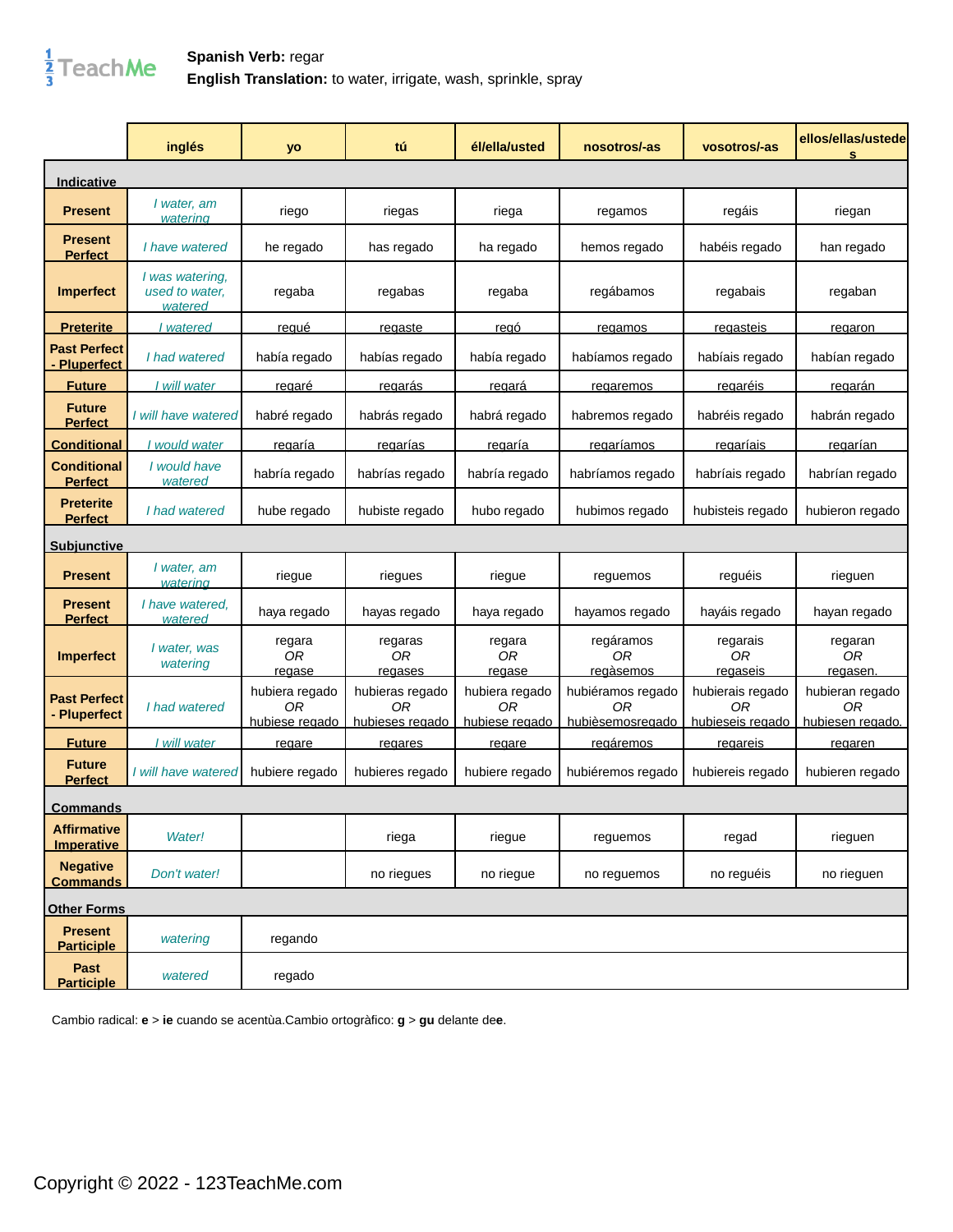**Spanish Verb:** regar
**English Translation:** to water, irrigate, wash, sprinkle, spray

| | inglés | yo | tú | él/ella/usted | nosotros/-as | vosotros/-as | ellos/ellas/ustedes |
|---|---|---|---|---|---|---|---|
| **Indicative** | | | | | | | |
| **Present** | *I water, am watering* | riego | riegas | riega | regamos | regáis | riegan |
| **Present Perfect** | *I have watered* | he regado | has regado | ha regado | hemos regado | habéis regado | han regado |
| **Imperfect** | *I was watering, used to water, watered* | regaba | regabas | regaba | regábamos | regabais | regaban |
| **Preterite** | *I watered* | regué | regaste | regó | regamos | regasteis | regaron |
| **Past Perfect - Pluperfect** | *I had watered* | había regado | habías regado | había regado | habíamos regado | habíais regado | habían regado |
| **Future** | *I will water* | regaré | regarás | regará | regaremos | regaréis | regarán |
| **Future Perfect** | *I will have watered* | habré regado | habrás regado | habrá regado | habremos regado | habréis regado | habrán regado |
| **Conditional** | *I would water* | regaría | regarías | regaría | regaríamos | regaríais | regarían |
| **Conditional Perfect** | *I would have watered* | habría regado | habrías regado | habría regado | habríamos regado | habríais regado | habrían regado |
| **Preterite Perfect** | *I had watered* | hube regado | hubiste regado | hubo regado | hubimos regado | hubisteis regado | hubieron regado |
| **Subjunctive** | | | | | | | |
| **Present** | *I water, am watering* | riegue | riegues | riegue | reguemos | reguéis | rieguen |
| **Present Perfect** | *I have watered, watered* | haya regado | hayas regado | haya regado | hayamos regado | hayáis regado | hayan regado |
| **Imperfect** | *I water, was watering* | regara *OR* regase | regaras *OR* regases | regara *OR* regase | regáramos *OR* regàsemos | regarais *OR* regaseis | regaran *OR* regasen. |
| **Past Perfect - Pluperfect** | *I had watered* | hubiera regado *OR* hubiese regado | hubieras regado *OR* hubieses regado | hubiera regado *OR* hubiese regado | hubiéramos regado *OR* hubièsemosregado | hubierais regado *OR* hubieseis regado | hubieran regado *OR* hubiesen regado. |
| **Future** | *I will water* | regare | regares | regare | regáremos | regareis | regaren |
| **Future Perfect** | *I will have watered* | hubiere regado | hubieres regado | hubiere regado | hubiéremos regado | hubiereis regado | hubieren regado |
| **Commands** | | | | | | | |
| **Affirmative Imperative** | *Water!* | | riega | riegue | reguemos | regad | rieguen |
| **Negative Commands** | *Don't water!* | | no riegues | no riegue | no reguemos | no reguéis | no rieguen |
| **Other Forms** | | | | | | | |
| **Present Participle** | *watering* | regando | | | | | |
| **Past Participle** | *watered* | regado | | | | | |

Cambio radical: **e** > **ie** cuando se acentùa.Cambio ortogràfico: **g** > **gu** delante de**e**.

Copyright © 2022 - 123TeachMe.com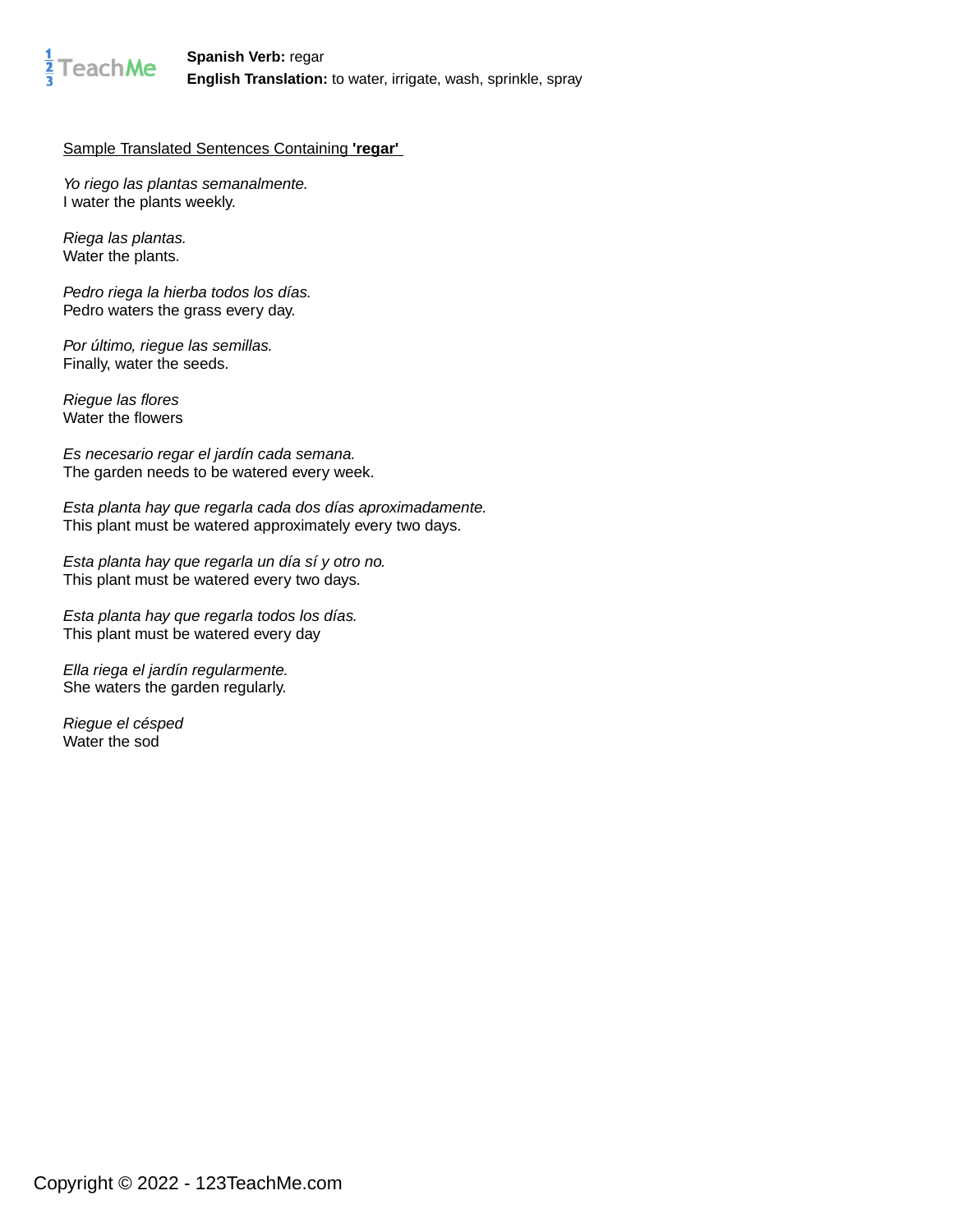**Spanish Verb:** regar
**English Translation:** to water, irrigate, wash, sprinkle, spray

Sample Translated Sentences Containing **'regar'**

*Yo riego las plantas semanalmente.*
I water the plants weekly.

*Riega las plantas.*
Water the plants.

*Pedro riega la hierba todos los días.*
Pedro waters the grass every day.

*Por último, riegue las semillas.*
Finally, water the seeds.

*Riegue las flores*
Water the flowers

*Es necesario regar el jardín cada semana.*
The garden needs to be watered every week.

*Esta planta hay que regarla cada dos días aproximadamente.*
This plant must be watered approximately every two days.

*Esta planta hay que regarla un día sí y otro no.*
This plant must be watered every two days.

*Esta planta hay que regarla todos los días.*
This plant must be watered every day

*Ella riega el jardín regularmente.*
She waters the garden regularly.

*Riegue el césped*
Water the sod

Copyright © 2022 - 123TeachMe.com